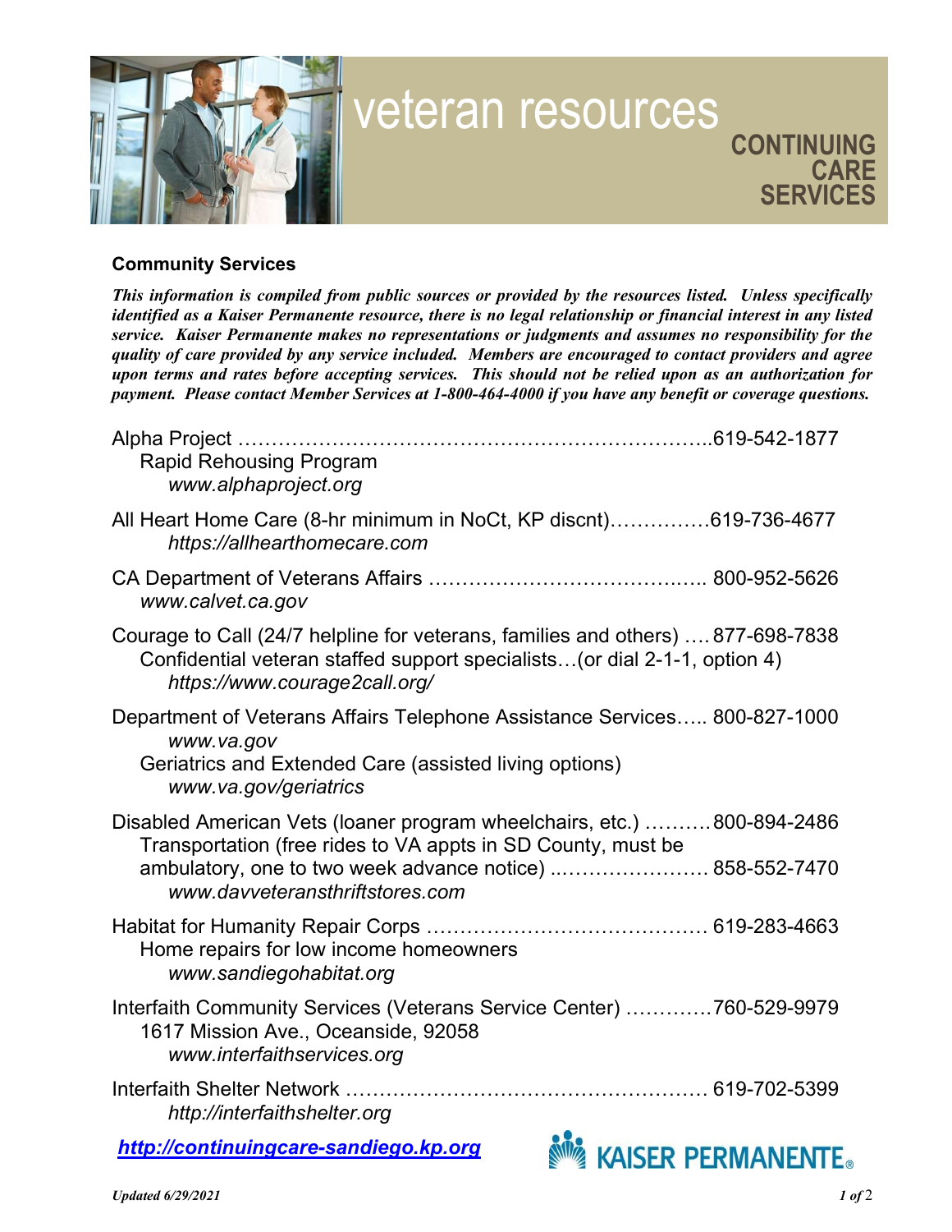# veteran resources

**CONTINUING CARE SERVICES**

## Community Services

***This information is compiled from public sources or provided by the resources listed. Unless specifically identified as a Kaiser Permanente resource, there is no legal relationship or financial interest in any listed service. Kaiser Permanente makes no representations or judgments and assumes no responsibility for the quality of care provided by any service included. Members are encouraged to contact providers and agree upon terms and rates before accepting services. This should not be relied upon as an authorization for payment. Please contact Member Services at 1-800-464-4000 if you have any benefit or coverage questions.***

Alpha Project ………………………………………………………….619-542-1877
Rapid Rehousing Program
*www.alphaproject.org*

All Heart Home Care (8-hr minimum in NoCt, KP discnt)……………619-736-4677
*https://allhearthomecare.com*

CA Department of Veterans Affairs …………………………………... 800-952-5626
*www.calvet.ca.gov*

Courage to Call (24/7 helpline for veterans, families and others) …. 877-698-7838
Confidential veteran staffed support specialists…(or dial 2-1-1, option 4)
*https://www.courage2call.org/*

Department of Veterans Affairs Telephone Assistance Services….. 800-827-1000
*www.va.gov*
Geriatrics and Extended Care (assisted living options)
*www.va.gov/geriatrics*

Disabled American Vets (loaner program wheelchairs, etc.) ………. 800-894-2486
Transportation (free rides to VA appts in SD County, must be ambulatory, one to two week advance notice) ..…………………. 858-552-7470
*www.davveteransthriftstores.com*

Habitat for Humanity Repair Corps ……………………………………. 619-283-4663
Home repairs for low income homeowners
*www.sandiegohabitat.org*

Interfaith Community Services (Veterans Service Center) ………….760-529-9979
1617 Mission Ave., Oceanside, 92058
*www.interfaithservices.org*

Interfaith Shelter Network ……………………………………………… 619-702-5399
*http://interfaithshelter.org*

***http://continuingcare-sandiego.kp.org***

KAISER PERMANENTE®

*Updated 6/29/2021*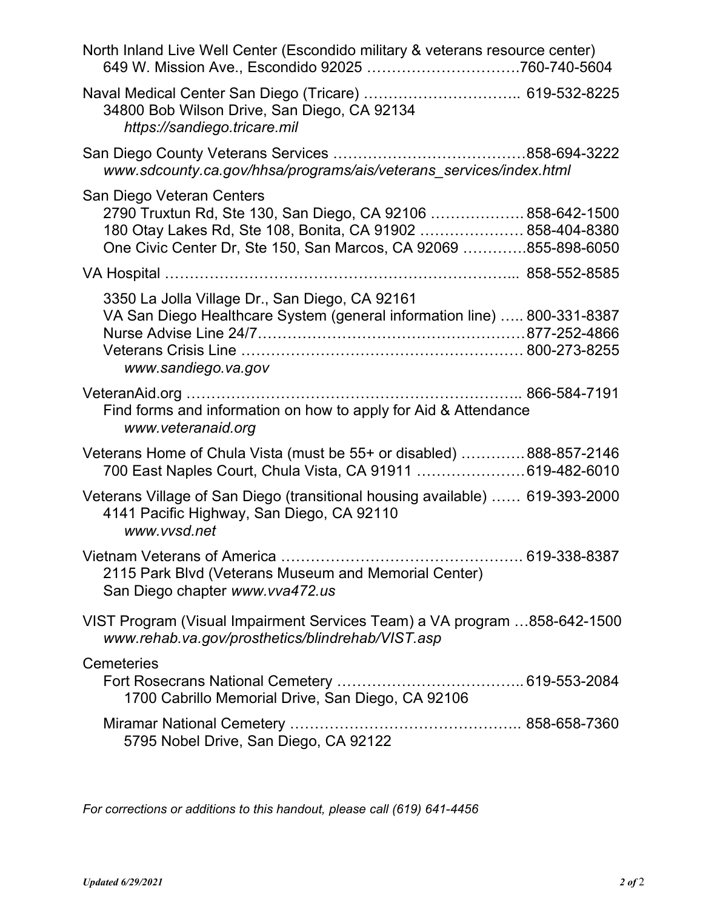North Inland Live Well Center (Escondido military & veterans resource center)
649 W. Mission Ave., Escondido 92025 ………………………….760-740-5604

Naval Medical Center San Diego (Tricare) ………………………….. 619-532-8225
34800 Bob Wilson Drive, San Diego, CA 92134
*https://sandiego.tricare.mil*

San Diego County Veterans Services ……………………………….858-694-3222
*www.sdcounty.ca.gov/hhsa/programs/ais/veterans_services/index.html*

San Diego Veteran Centers
2790 Truxtun Rd, Ste 130, San Diego, CA 92106 ………………. 858-642-1500
180 Otay Lakes Rd, Ste 108, Bonita, CA 91902 ………………… 858-404-8380
One Civic Center Dr, Ste 150, San Marcos, CA 92069 ………….855-898-6050

VA Hospital ………………………………………………………….. 858-552-8585

3350 La Jolla Village Dr., San Diego, CA 92161
VA San Diego Healthcare System (general information line) ….. 800-331-8387
Nurse Advise Line 24/7……………………………………………877-252-4866
Veterans Crisis Line ……………………………………………… 800-273-8255
*www.sandiego.va.gov*

VeteranAid.org ………………………………………………………….. 866-584-7191
Find forms and information on how to apply for Aid & Attendance
*www.veteranaid.org*

Veterans Home of Chula Vista (must be 55+ or disabled) …………. 888-857-2146
700 East Naples Court, Chula Vista, CA 91911 ………………….619-482-6010

Veterans Village of San Diego (transitional housing available) …… 619-393-2000
4141 Pacific Highway, San Diego, CA 92110
*www.vvsd.net*

Vietnam Veterans of America ………………………………………. 619-338-8387
2115 Park Blvd (Veterans Museum and Memorial Center)
San Diego chapter *www.vva472.us*

VIST Program (Visual Impairment Services Team) a VA program …858-642-1500
*www.rehab.va.gov/prosthetics/blindrehab/VIST.asp*

Cemeteries
Fort Rosecrans National Cemetery ……………………………….. 619-553-2084
1700 Cabrillo Memorial Drive, San Diego, CA 92106

Miramar National Cemetery ……………………………………….. 858-658-7360
5795 Nobel Drive, San Diego, CA 92122

*For corrections or additions to this handout, please call (619) 641-4456*

*Updated 6/29/2021*